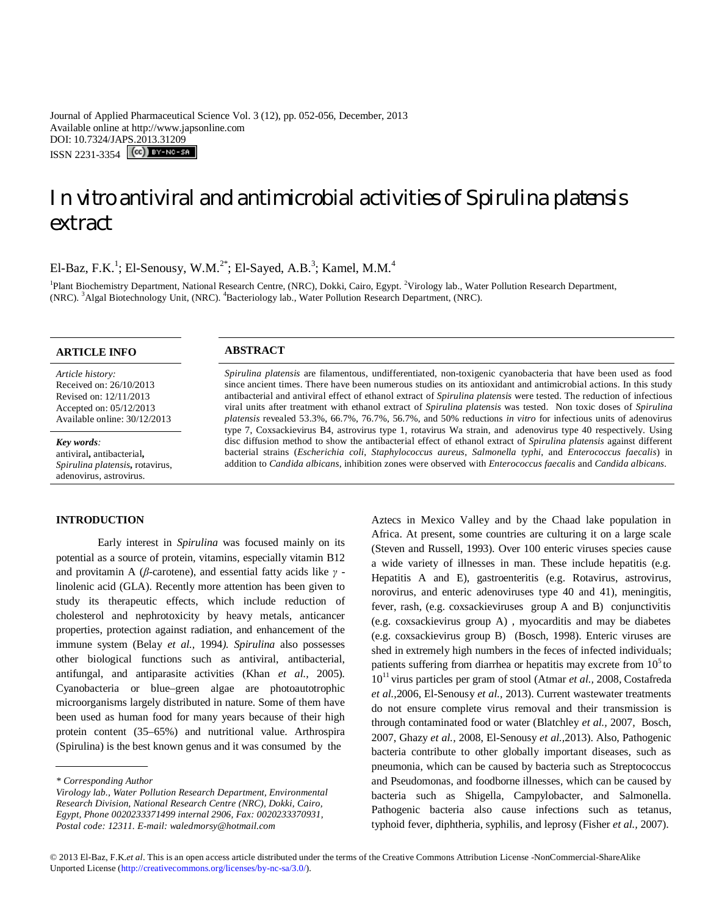Journal of Applied Pharmaceutical Science Vol. 3 (12), pp. 052-056, December, 2013
Available online at http://www.japsonline.com
DOI: 10.7324/JAPS.2013.31209
ISSN 2231-3354

# In vitro antiviral and antimicrobial activities of *Spirulina platensis* extract

El-Baz, F.K.[1]; El-Senousy, W.M.[2*]; El-Sayed, A.B.[3]; Kamel, M.M.[4]

[1]Plant Biochemistry Department, National Research Centre, (NRC), Dokki, Cairo, Egypt. [2]Virology lab., Water Pollution Research Department, (NRC). [3]Algal Biotechnology Unit, (NRC). [4]Bacteriology lab., Water Pollution Research Department, (NRC).

**ARTICLE INFO**

*Article history:*
Received on: 26/10/2013
Revised on: 12/11/2013
Accepted on: 05/12/2013
Available online: 30/12/2013

***Key words**:*
antiviral, antibacterial, *Spirulina platensis*, rotavirus, adenovirus, astrovirus.

## ABSTRACT

*Spirulina platensis* are filamentous, undifferentiated, non-toxigenic cyanobacteria that have been used as food since ancient times. There have been numerous studies on its antioxidant and antimicrobial actions. In this study antibacterial and antiviral effect of ethanol extract of *Spirulina platensis* were tested. The reduction of infectious viral units after treatment with ethanol extract of *Spirulina platensis* was tested. Non toxic doses of *Spirulina platensis* revealed 53.3%, 66.7%, 76.7%, 56.7%, and 50% reductions *in vitro* for infectious units of adenovirus type 7, Coxsackievirus B4, astrovirus type 1, rotavirus Wa strain, and adenovirus type 40 respectively. Using disc diffusion method to show the antibacterial effect of ethanol extract of *Spirulina platensis* against different bacterial strains (*Escherichia coli*, *Staphylococcus aureus*, *Salmonella typhi*, and *Enterococcus faecalis*) in addition to *Candida albicans*, inhibition zones were observed with *Enterococcus faecalis* and *Candida albicans*.

## INTRODUCTION

Early interest in *Spirulina* was focused mainly on its potential as a source of protein, vitamins, especially vitamin B12 and provitamin A (*β*-carotene), and essential fatty acids like *γ* -linolenic acid (GLA). Recently more attention has been given to study its therapeutic effects, which include reduction of cholesterol and nephrotoxicity by heavy metals, anticancer properties, protection against radiation, and enhancement of the immune system (Belay *et al.,* 1994). *Spirulina* also possesses other biological functions such as antiviral, antibacterial, antifungal, and antiparasite activities (Khan *et al.,* 2005). Cyanobacteria or blue–green algae are photoautotrophic microorganisms largely distributed in nature. Some of them have been used as human food for many years because of their high protein content (35–65%) and nutritional value. Arthrospira (Spirulina) is the best known genus and it was consumed by the Aztecs in Mexico Valley and by the Chaad lake population in Africa. At present, some countries are culturing it on a large scale (Steven and Russell, 1993). Over 100 enteric viruses species cause a wide variety of illnesses in man. These include hepatitis (e.g. Hepatitis A and E), gastroenteritis (e.g. Rotavirus, astrovirus, norovirus, and enteric adenoviruses type 40 and 41), meningitis, fever, rash, (e.g. coxsackieviruses group A and B) conjunctivitis (e.g. coxsackievirus group A) , myocarditis and may be diabetes (e.g. coxsackievirus group B) (Bosch, 1998). Enteric viruses are shed in extremely high numbers in the feces of infected individuals; patients suffering from diarrhea or hepatitis may excrete from $10^5$ to $10^{11}$ virus particles per gram of stool (Atmar *et al.,* 2008, Costafreda *et al.,*2006, El-Senousy *et al.,* 2013). Current wastewater treatments do not ensure complete virus removal and their transmission is through contaminated food or water (Blatchley *et al.,* 2007, Bosch, 2007, Ghazy *et al.,* 2008, El-Senousy *et al.,*2013). Also, Pathogenic bacteria contribute to other globally important diseases, such as pneumonia, which can be caused by bacteria such as Streptococcus and Pseudomonas, and foodborne illnesses, which can be caused by bacteria such as Shigella, Campylobacter, and Salmonella. Pathogenic bacteria also cause infections such as tetanus, typhoid fever, diphtheria, syphilis, and leprosy (Fisher *et al.,* 2007).

*\* Corresponding Author*
*Virology lab., Water Pollution Research Department, Environmental Research Division, National Research Centre (NRC), Dokki, Cairo, Egypt, Phone 0020233371499 internal 2906, Fax: 0020233370931, Postal code: 12311. E-mail: waledmorsy@hotmail.com*

© 2013 El-Baz, F.K.*et al*. This is an open access article distributed under the terms of the Creative Commons Attribution License -NonCommercial-ShareAlike Unported License (http://creativecommons.org/licenses/by-nc-sa/3.0/).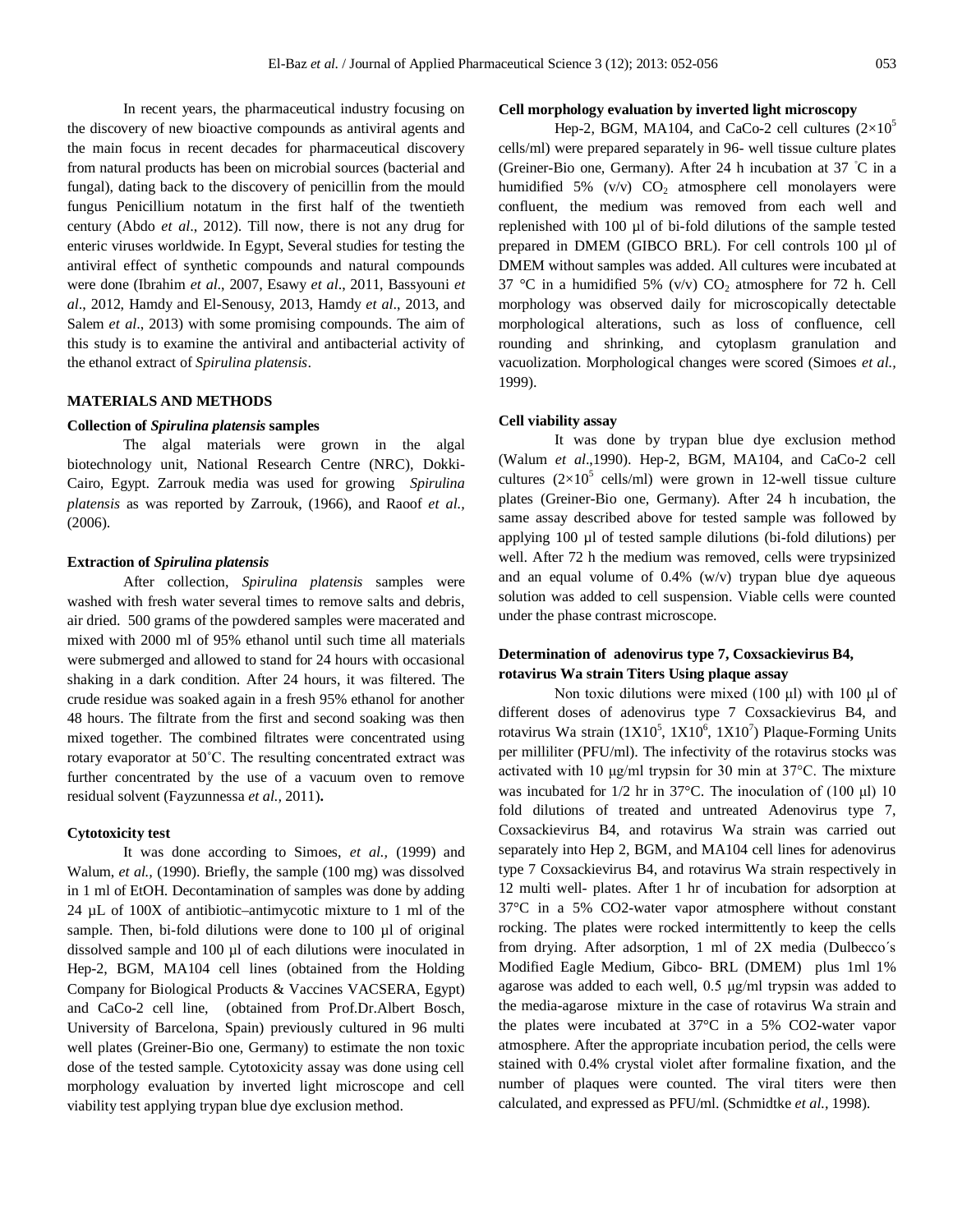In recent years, the pharmaceutical industry focusing on the discovery of new bioactive compounds as antiviral agents and the main focus in recent decades for pharmaceutical discovery from natural products has been on microbial sources (bacterial and fungal), dating back to the discovery of penicillin from the mould fungus Penicillium notatum in the first half of the twentieth century (Abdo *et al*., 2012). Till now, there is not any drug for enteric viruses worldwide. In Egypt, Several studies for testing the antiviral effect of synthetic compounds and natural compounds were done (Ibrahim *et al*., 2007, Esawy *et al*., 2011, Bassyouni *et al*., 2012, Hamdy and El-Senousy, 2013, Hamdy *et al*., 2013, and Salem *et al*., 2013) with some promising compounds. The aim of this study is to examine the antiviral and antibacterial activity of the ethanol extract of *Spirulina platensis*.

## MATERIALS AND METHODS

### Collection of *Spirulina platensis* samples

The algal materials were grown in the algal biotechnology unit, National Research Centre (NRC), Dokki-Cairo, Egypt. Zarrouk media was used for growing *Spirulina platensis* as was reported by Zarrouk, (1966), and Raoof *et al.,* (2006).

### Extraction of *Spirulina platensis*

After collection, *Spirulina platensis* samples were washed with fresh water several times to remove salts and debris, air dried. 500 grams of the powdered samples were macerated and mixed with 2000 ml of 95% ethanol until such time all materials were submerged and allowed to stand for 24 hours with occasional shaking in a dark condition. After 24 hours, it was filtered. The crude residue was soaked again in a fresh 95% ethanol for another 48 hours. The filtrate from the first and second soaking was then mixed together. The combined filtrates were concentrated using rotary evaporator at 50˚C. The resulting concentrated extract was further concentrated by the use of a vacuum oven to remove residual solvent (Fayzunnessa *et al.,* 2011)**.**

### Cytotoxicity test

It was done according to Simoes, *et al.,* (1999) and Walum, *et al.,* (1990). Briefly, the sample (100 mg) was dissolved in 1 ml of EtOH. Decontamination of samples was done by adding 24 µL of 100X of antibiotic–antimycotic mixture to 1 ml of the sample. Then, bi-fold dilutions were done to 100 µl of original dissolved sample and 100 µl of each dilutions were inoculated in Hep-2, BGM, MA104 cell lines (obtained from the Holding Company for Biological Products & Vaccines VACSERA, Egypt) and CaCo-2 cell line, (obtained from Prof.Dr.Albert Bosch, University of Barcelona, Spain) previously cultured in 96 multi well plates (Greiner-Bio one, Germany) to estimate the non toxic dose of the tested sample. Cytotoxicity assay was done using cell morphology evaluation by inverted light microscope and cell viability test applying trypan blue dye exclusion method.

### Cell morphology evaluation by inverted light microscopy

Hep-2, BGM, MA104, and CaCo-2 cell cultures ($2\times10^5$ cells/ml) were prepared separately in 96- well tissue culture plates (Greiner-Bio one, Germany). After 24 h incubation at 37 ˚C in a humidified 5% (v/v) $CO_2$ atmosphere cell monolayers were confluent, the medium was removed from each well and replenished with 100 µl of bi-fold dilutions of the sample tested prepared in DMEM (GIBCO BRL). For cell controls 100 µl of DMEM without samples was added. All cultures were incubated at 37 °C in a humidified 5% (v/v) $CO_2$ atmosphere for 72 h. Cell morphology was observed daily for microscopically detectable morphological alterations, such as loss of confluence, cell rounding and shrinking, and cytoplasm granulation and vacuolization. Morphological changes were scored (Simoes *et al.,* 1999).

### Cell viability assay

It was done by trypan blue dye exclusion method (Walum *et al*.,1990). Hep-2, BGM, MA104, and CaCo-2 cell cultures ($2\times10^5$ cells/ml) were grown in 12-well tissue culture plates (Greiner-Bio one, Germany). After 24 h incubation, the same assay described above for tested sample was followed by applying 100 µl of tested sample dilutions (bi-fold dilutions) per well. After 72 h the medium was removed, cells were trypsinized and an equal volume of 0.4% (w/v) trypan blue dye aqueous solution was added to cell suspension. Viable cells were counted under the phase contrast microscope.

### Determination of adenovirus type 7, Coxsackievirus B4, rotavirus Wa strain Titers Using plaque assay

Non toxic dilutions were mixed (100 µl) with 100 µl of different doses of adenovirus type 7 Coxsackievirus B4, and rotavirus Wa strain ($1X10^5$, $1X10^6$, $1X10^7$) Plaque-Forming Units per milliliter (PFU/ml). The infectivity of the rotavirus stocks was activated with 10 µg/ml trypsin for 30 min at 37°C. The mixture was incubated for 1/2 hr in 37°C. The inoculation of (100 µl) 10 fold dilutions of treated and untreated Adenovirus type 7, Coxsackievirus B4, and rotavirus Wa strain was carried out separately into Hep 2, BGM, and MA104 cell lines for adenovirus type 7 Coxsackievirus B4, and rotavirus Wa strain respectively in 12 multi well- plates. After 1 hr of incubation for adsorption at 37°C in a 5% CO2-water vapor atmosphere without constant rocking. The plates were rocked intermittently to keep the cells from drying. After adsorption, 1 ml of 2X media (Dulbecco´s Modified Eagle Medium, Gibco- BRL (DMEM) plus 1ml 1% agarose was added to each well, 0.5 µg/ml trypsin was added to the media-agarose mixture in the case of rotavirus Wa strain and the plates were incubated at 37°C in a 5% CO2-water vapor atmosphere. After the appropriate incubation period, the cells were stained with 0.4% crystal violet after formaline fixation, and the number of plaques were counted. The viral titers were then calculated, and expressed as PFU/ml. (Schmidtke *et al.,* 1998).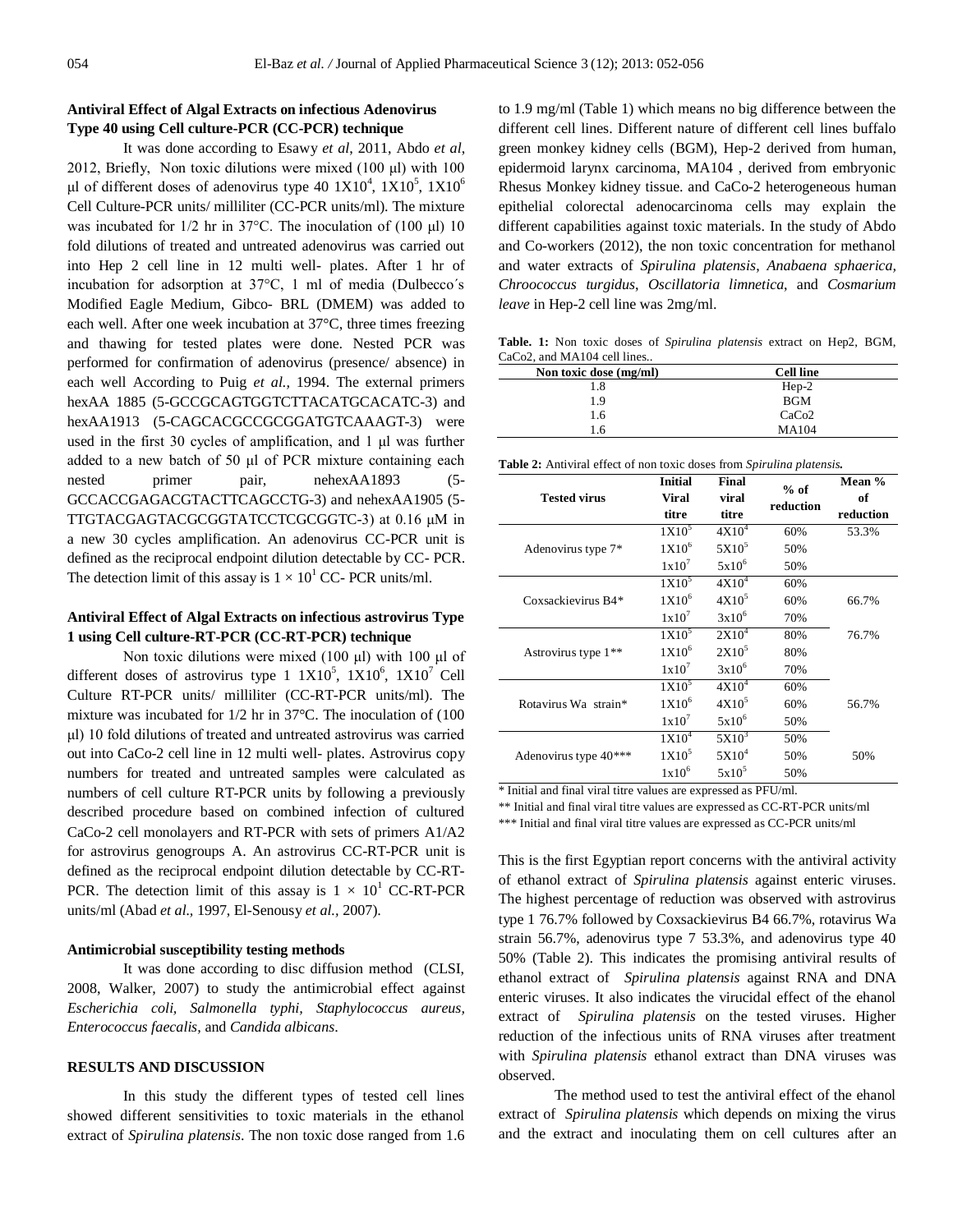### Antiviral Effect of Algal Extracts on infectious Adenovirus Type 40 using Cell culture-PCR (CC-PCR) technique

It was done according to Esawy *et al*, 2011, Abdo *et al*, 2012, Briefly, Non toxic dilutions were mixed (100 µl) with 100 µl of different doses of adenovirus type 40 $1X10^4$, $1X10^5$, $1X10^6$ Cell Culture-PCR units/ milliliter (CC-PCR units/ml). The mixture was incubated for 1/2 hr in 37°C. The inoculation of (100 µl) 10 fold dilutions of treated and untreated adenovirus was carried out into Hep 2 cell line in 12 multi well- plates. After 1 hr of incubation for adsorption at 37°C, 1 ml of media (Dulbecco´s Modified Eagle Medium, Gibco- BRL (DMEM) was added to each well. After one week incubation at 37°C, three times freezing and thawing for tested plates were done. Nested PCR was performed for confirmation of adenovirus (presence/ absence) in each well According to Puig *et al.,* 1994. The external primers hexAA 1885 (5-GCCGCAGTGGTCTTACATGCACATC-3) and hexAA1913 (5-CAGCACGCCGCGGATGTCAAAGT-3) were used in the first 30 cycles of amplification, and 1 µl was further added to a new batch of 50 µl of PCR mixture containing each nested primer pair, nehexAA1893 (5-GCCACCGAGACGTACTTCAGCCTG-3) and nehexAA1905 (5-TTGTACGAGTACGCGGTATCCTCGCGGTC-3) at 0.16 µM in a new 30 cycles amplification. An adenovirus CC-PCR unit is defined as the reciprocal endpoint dilution detectable by CC- PCR. The detection limit of this assay is $1 \times 10^1$ CC- PCR units/ml.

### Antiviral Effect of Algal Extracts on infectious astrovirus Type 1 using Cell culture-RT-PCR (CC-RT-PCR) technique

Non toxic dilutions were mixed (100 µl) with 100 µl of different doses of astrovirus type 1 $1X10^5$, $1X10^6$, $1X10^7$ Cell Culture RT-PCR units/ milliliter (CC-RT-PCR units/ml). The mixture was incubated for 1/2 hr in 37°C. The inoculation of (100 µl) 10 fold dilutions of treated and untreated astrovirus was carried out into CaCo-2 cell line in 12 multi well- plates. Astrovirus copy numbers for treated and untreated samples were calculated as numbers of cell culture RT-PCR units by following a previously described procedure based on combined infection of cultured CaCo-2 cell monolayers and RT-PCR with sets of primers A1/A2 for astrovirus genogroups A. An astrovirus CC-RT-PCR unit is defined as the reciprocal endpoint dilution detectable by CC-RT-PCR. The detection limit of this assay is $1 \times 10^1$ CC-RT-PCR units/ml (Abad *et al.,* 1997, El-Senousy *et al.,* 2007).

### Antimicrobial susceptibility testing methods

It was done according to disc diffusion method (CLSI, 2008, Walker, 2007) to study the antimicrobial effect against *Escherichia coli, Salmonella typhi, Staphylococcus aureus, Enterococcus faecalis,* and *Candida albicans*.

## RESULTS AND DISCUSSION

In this study the different types of tested cell lines showed different sensitivities to toxic materials in the ethanol extract of *Spirulina platensis*. The non toxic dose ranged from 1.6 to 1.9 mg/ml (Table 1) which means no big difference between the different cell lines. Different nature of different cell lines buffalo green monkey kidney cells (BGM), Hep-2 derived from human, epidermoid larynx carcinoma, MA104 , derived from embryonic Rhesus Monkey kidney tissue. and CaCo-2 heterogeneous human epithelial colorectal adenocarcinoma cells may explain the different capabilities against toxic materials. In the study of Abdo and Co-workers (2012), the non toxic concentration for methanol and water extracts of *Spirulina platensis*, *Anabaena sphaerica, Chroococcus turgidus*, *Oscillatoria limnetica*, and *Cosmarium leave* in Hep-2 cell line was 2mg/ml.

**Table. 1:** Non toxic doses of *Spirulina platensis* extract on Hep2, BGM, CaCo2, and MA104 cell lines..

| Non toxic dose (mg/ml) | Cell line |
|---|---|
| 1.8 | Hep-2 |
| 1.9 | BGM |
| 1.6 | CaCo2 |
| 1.6 | MA104 |

**Table 2:** Antiviral effect of non toxic doses from *Spirulina platensis.*

| Tested virus | Initial Viral titre | Final viral titre | % of reduction | Mean % of reduction |
|---|---|---|---|---|
| Adenovirus type 7* | $1X10^5$ | $4X10^4$ | 60% | 53.3% |
| | $1X10^6$ | $5X10^5$ | 50% | |
| | $1x10^7$ | $5x10^6$ | 50% | |
| Coxsackievirus B4* | $1X10^5$ | $4X10^4$ | 60% | 66.7% |
| | $1X10^6$ | $4X10^5$ | 60% | |
| | $1x10^7$ | $3x10^6$ | 70% | |
| Astrovirus type 1** | $1X10^5$ | $2X10^4$ | 80% | 76.7% |
| | $1X10^6$ | $2X10^5$ | 80% | |
| | $1x10^7$ | $3x10^6$ | 70% | |
| Rotavirus Wa strain* | $1X10^5$ | $4X10^4$ | 60% | 56.7% |
| | $1X10^6$ | $4X10^5$ | 60% | |
| | $1x10^7$ | $5x10^6$ | 50% | |
| Adenovirus type 40*** | $1X10^4$ | $5X10^3$ | 50% | 50% |
| | $1X10^5$ | $5X10^4$ | 50% | |
| | $1x10^6$ | $5x10^5$ | 50% | |

\* Initial and final viral titre values are expressed as PFU/ml.

** Initial and final viral titre values are expressed as CC-RT-PCR units/ml

*** Initial and final viral titre values are expressed as CC-PCR units/ml

This is the first Egyptian report concerns with the antiviral activity of ethanol extract of *Spirulina platensis* against enteric viruses. The highest percentage of reduction was observed with astrovirus type 1 76.7% followed by Coxsackievirus B4 66.7%, rotavirus Wa strain 56.7%, adenovirus type 7 53.3%, and adenovirus type 40 50% (Table 2). This indicates the promising antiviral results of ethanol extract of *Spirulina platensis* against RNA and DNA enteric viruses. It also indicates the virucidal effect of the ethanol extract of *Spirulina platensis* on the tested viruses. Higher reduction of the infectious units of RNA viruses after treatment with *Spirulina platensis* ethanol extract than DNA viruses was observed.

The method used to test the antiviral effect of the ehanol extract of *Spirulina platensis* which depends on mixing the virus and the extract and inoculating them on cell cultures after an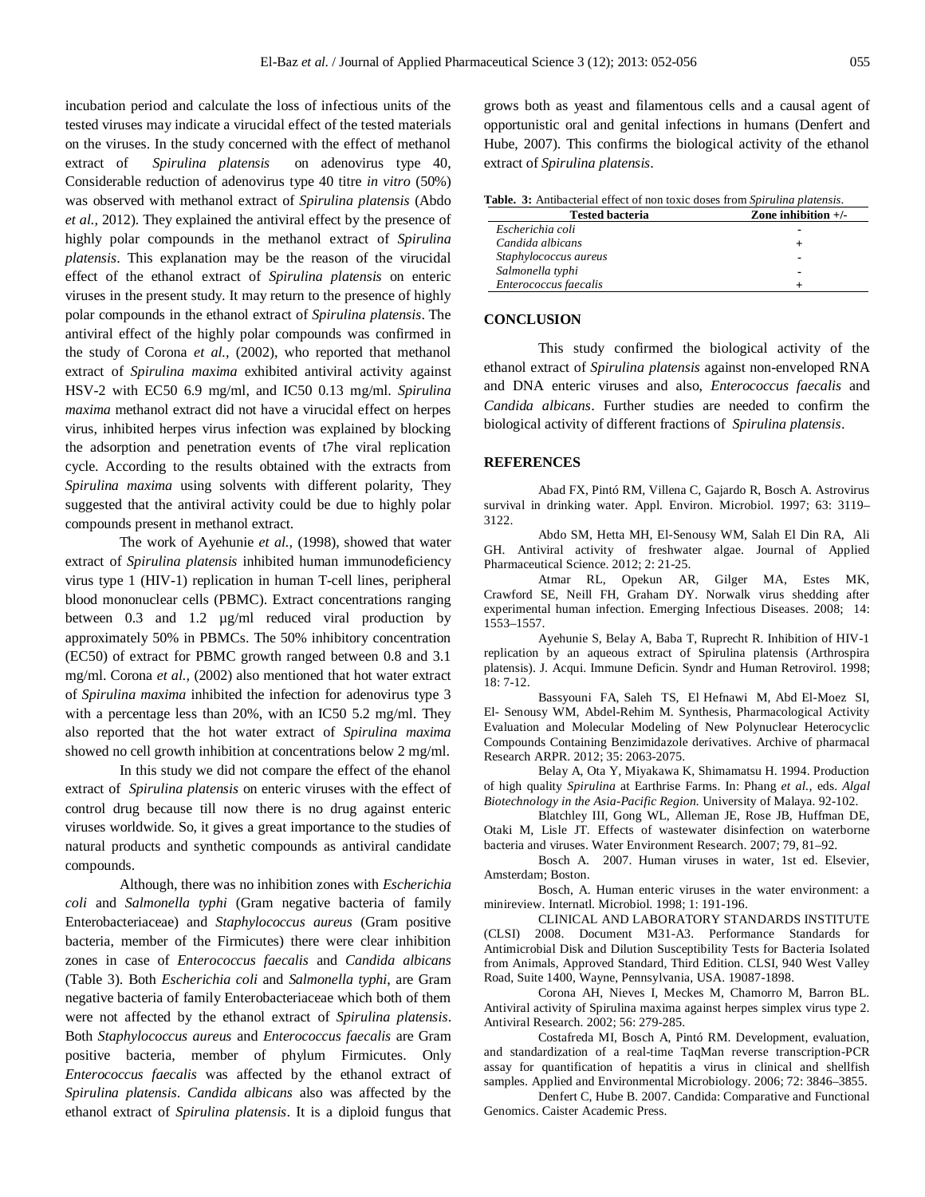incubation period and calculate the loss of infectious units of the tested viruses may indicate a virucidal effect of the tested materials on the viruses. In the study concerned with the effect of methanol extract of *Spirulina platensis* on adenovirus type 40, Considerable reduction of adenovirus type 40 titre *in vitro* (50%) was observed with methanol extract of *Spirulina platensis* (Abdo *et al.,* 2012). They explained the antiviral effect by the presence of highly polar compounds in the methanol extract of *Spirulina platensis*. This explanation may be the reason of the virucidal effect of the ethanol extract of *Spirulina platensis* on enteric viruses in the present study. It may return to the presence of highly polar compounds in the ethanol extract of *Spirulina platensis*. The antiviral effect of the highly polar compounds was confirmed in the study of Corona *et al.,* (2002), who reported that methanol extract of *Spirulina maxima* exhibited antiviral activity against HSV-2 with EC50 6.9 mg/ml, and IC50 0.13 mg/ml. *Spirulina maxima* methanol extract did not have a virucidal effect on herpes virus, inhibited herpes virus infection was explained by blocking the adsorption and penetration events of t7he viral replication cycle. According to the results obtained with the extracts from *Spirulina maxima* using solvents with different polarity, They suggested that the antiviral activity could be due to highly polar compounds present in methanol extract.

The work of Ayehunie *et al.,* (1998), showed that water extract of *Spirulina platensis* inhibited human immunodeficiency virus type 1 (HIV-1) replication in human T-cell lines, peripheral blood mononuclear cells (PBMC). Extract concentrations ranging between 0.3 and 1.2 µg/ml reduced viral production by approximately 50% in PBMCs. The 50% inhibitory concentration (EC50) of extract for PBMC growth ranged between 0.8 and 3.1 mg/ml. Corona *et al.,* (2002) also mentioned that hot water extract of *Spirulina maxima* inhibited the infection for adenovirus type 3 with a percentage less than 20%, with an IC50 5.2 mg/ml. They also reported that the hot water extract of *Spirulina maxima* showed no cell growth inhibition at concentrations below 2 mg/ml.

In this study we did not compare the effect of the ehanol extract of *Spirulina platensis* on enteric viruses with the effect of control drug because till now there is no drug against enteric viruses worldwide. So, it gives a great importance to the studies of natural products and synthetic compounds as antiviral candidate compounds.

Although, there was no inhibition zones with *Escherichia coli* and *Salmonella typhi* (Gram negative bacteria of family Enterobacteriaceae) and *Staphylococcus aureus* (Gram positive bacteria, member of the Firmicutes) there were clear inhibition zones in case of *Enterococcus faecalis* and *Candida albicans* (Table 3). Both *Escherichia coli* and *Salmonella typhi*, are Gram negative bacteria of family Enterobacteriaceae which both of them were not affected by the ethanol extract of *Spirulina platensis*. Both *Staphylococcus aureus* and *Enterococcus faecalis* are Gram positive bacteria, member of phylum Firmicutes. Only *Enterococcus faecalis* was affected by the ethanol extract of *Spirulina platensis*. *Candida albicans* also was affected by the ethanol extract of *Spirulina platensis*. It is a diploid fungus that grows both as yeast and filamentous cells and a causal agent of opportunistic oral and genital infections in humans (Denfert and Hube, 2007). This confirms the biological activity of the ethanol extract of *Spirulina platensis*.

**Table. 3:** Antibacterial effect of non toxic doses from *Spirulina platensis*.

| Tested bacteria | Zone inhibition +/- |
|---|---|
| *Escherichia coli* | - |
| *Candida albicans* | + |
| *Staphylococcus aureus* | - |
| *Salmonella typhi* | - |
| *Enterococcus faecalis* | + |

## CONCLUSION

This study confirmed the biological activity of the ethanol extract of *Spirulina platensis* against non-enveloped RNA and DNA enteric viruses and also, *Enterococcus faecalis* and *Candida albicans*. Further studies are needed to confirm the biological activity of different fractions of *Spirulina platensis*.

## REFERENCES

Abad FX, Pintó RM, Villena C, Gajardo R, Bosch A. Astrovirus survival in drinking water. Appl. Environ. Microbiol. 1997; 63: 3119–3122.

Abdo SM, Hetta MH, El-Senousy WM, Salah El Din RA, Ali GH. Antiviral activity of freshwater algae. Journal of Applied Pharmaceutical Science. 2012; 2: 21-25.

Atmar RL, Opekun AR, Gilger MA, Estes MK, Crawford SE, Neill FH, Graham DY. Norwalk virus shedding after experimental human infection. Emerging Infectious Diseases. 2008; 14: 1553–1557.

Ayehunie S, Belay A, Baba T, Ruprecht R. Inhibition of HIV-1 replication by an aqueous extract of Spirulina platensis (Arthrospira platensis). J. Acqui. Immune Deficin. Syndr and Human Retrovirol. 1998; 18: 7-12.

Bassyouni FA, Saleh TS, El Hefnawi M, Abd El-Moez SI, El- Senousy WM, Abdel-Rehim M. Synthesis, Pharmacological Activity Evaluation and Molecular Modeling of New Polynuclear Heterocyclic Compounds Containing Benzimidazole derivatives. Archive of pharmacal Research ARPR. 2012; 35: 2063-2075.

Belay A, Ota Y, Miyakawa K, Shimamatsu H. 1994. Production of high quality *Spirulina* at Earthrise Farms. In: Phang *et al.,* eds. *Algal Biotechnology in the Asia-Pacific Region.* University of Malaya. 92-102.

Blatchley III, Gong WL, Alleman JE, Rose JB, Huffman DE, Otaki M, Lisle JT. Effects of wastewater disinfection on waterborne bacteria and viruses. Water Environment Research. 2007; 79, 81–92.

Bosch A. 2007. Human viruses in water, 1st ed. Elsevier, Amsterdam; Boston.

Bosch, A. Human enteric viruses in the water environment: a minireview. Internatl. Microbiol. 1998; 1: 191-196.

CLINICAL AND LABORATORY STANDARDS INSTITUTE (CLSI) 2008. Document M31-A3. Performance Standards for Antimicrobial Disk and Dilution Susceptibility Tests for Bacteria Isolated from Animals, Approved Standard, Third Edition. CLSI, 940 West Valley Road, Suite 1400, Wayne, Pennsylvania, USA. 19087-1898.

Corona AH, Nieves I, Meckes M, Chamorro M, Barron BL. Antiviral activity of Spirulina maxima against herpes simplex virus type 2. Antiviral Research. 2002; 56: 279-285.

Costafreda MI, Bosch A, Pintó RM. Development, evaluation, and standardization of a real-time TaqMan reverse transcription-PCR assay for quantification of hepatitis a virus in clinical and shellfish samples. Applied and Environmental Microbiology. 2006; 72: 3846–3855.

Denfert C, Hube B. 2007. Candida: Comparative and Functional Genomics. Caister Academic Press.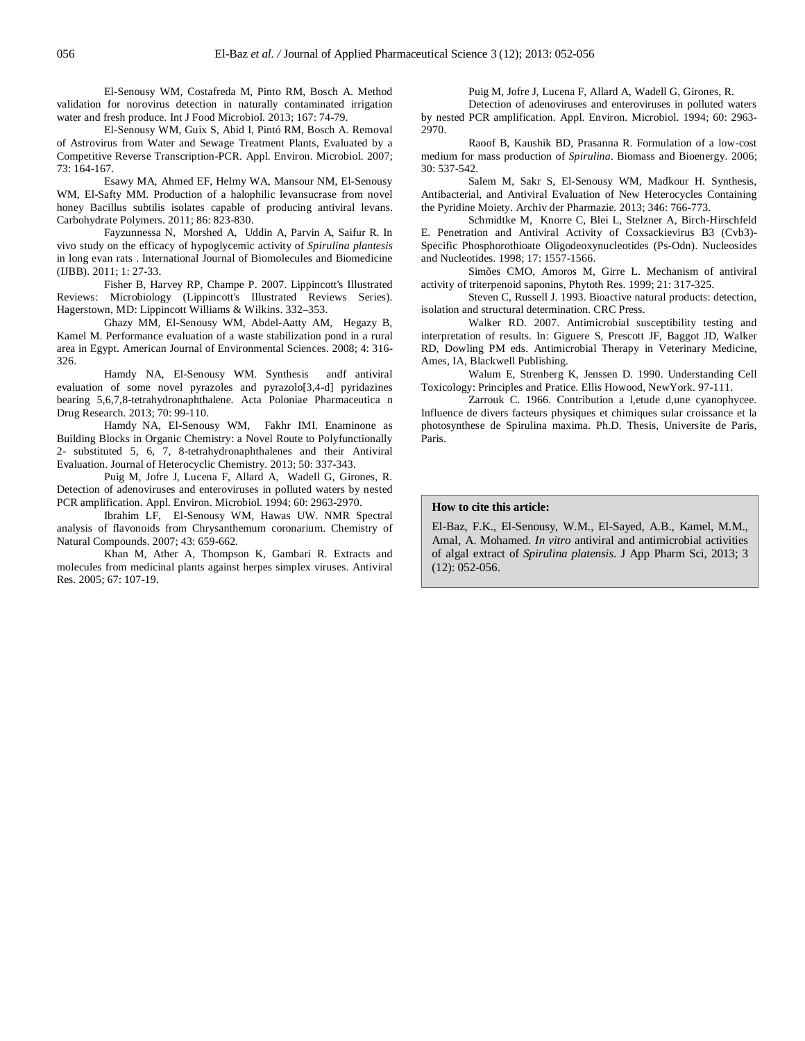El-Senousy WM, Costafreda M, Pinto RM, Bosch A. Method validation for norovirus detection in naturally contaminated irrigation water and fresh produce. Int J Food Microbiol. 2013; 167: 74-79.

El-Senousy WM, Guix S, Abid I, Pintó RM, Bosch A. Removal of Astrovirus from Water and Sewage Treatment Plants, Evaluated by a Competitive Reverse Transcription-PCR. Appl. Environ. Microbiol. 2007; 73: 164-167.

Esawy MA, Ahmed EF, Helmy WA, Mansour NM, El-Senousy WM, El-Safty MM. Production of a halophilic levansucrase from novel honey Bacillus subtilis isolates capable of producing antiviral levans. Carbohydrate Polymers. 2011; 86: 823-830.

Fayzunnessa N, Morshed A, Uddin A, Parvin A, Saifur R. In vivo study on the efficacy of hypoglycemic activity of *Spirulina plantesis* in long evan rats . International Journal of Biomolecules and Biomedicine (IJBB). 2011; 1: 27-33.

Fisher B, Harvey RP, Champe P. 2007. Lippincott's Illustrated Reviews: Microbiology (Lippincott's Illustrated Reviews Series). Hagerstown, MD: Lippincott Williams & Wilkins. 332–353.

Ghazy MM, El-Senousy WM, Abdel-Aatty AM, Hegazy B, Kamel M. Performance evaluation of a waste stabilization pond in a rural area in Egypt. American Journal of Environmental Sciences. 2008; 4: 316-326.

Hamdy NA, El-Senousy WM. Synthesis andf antiviral evaluation of some novel pyrazoles and pyrazolo[3,4-d] pyridazines bearing 5,6,7,8-tetrahydronaphthalene. Acta Poloniae Pharmaceutica n Drug Research. 2013; 70: 99-110.

Hamdy NA, El-Senousy WM, Fakhr IMI. Enaminone as Building Blocks in Organic Chemistry: a Novel Route to Polyfunctionally 2- substituted 5, 6, 7, 8-tetrahydronaphthalenes and their Antiviral Evaluation. Journal of Heterocyclic Chemistry. 2013; 50: 337-343.

Puig M, Jofre J, Lucena F, Allard A, Wadell G, Girones, R. Detection of adenoviruses and enteroviruses in polluted waters by nested PCR amplification. Appl. Environ. Microbiol. 1994; 60: 2963-2970.

Ibrahim LF, El-Senousy WM, Hawas UW. NMR Spectral analysis of flavonoids from Chrysanthemum coronarium. Chemistry of Natural Compounds. 2007; 43: 659-662.

Khan M, Ather A, Thompson K, Gambari R. Extracts and molecules from medicinal plants against herpes simplex viruses. Antiviral Res. 2005; 67: 107-19.

Puig M, Jofre J, Lucena F, Allard A, Wadell G, Girones, R.

Detection of adenoviruses and enteroviruses in polluted waters by nested PCR amplification. Appl. Environ. Microbiol. 1994; 60: 2963-2970.

Raoof B, Kaushik BD, Prasanna R. Formulation of a low-cost medium for mass production of *Spirulina*. Biomass and Bioenergy. 2006; 30: 537-542.

Salem M, Sakr S, El-Senousy WM, Madkour H. Synthesis, Antibacterial, and Antiviral Evaluation of New Heterocycles Containing the Pyridine Moiety. Archiv der Pharmazie. 2013; 346: 766-773.

Schmidtke M, Knorre C, Blei L, Stelzner A, Birch-Hirschfeld E. Penetration and Antiviral Activity of Coxsackievirus B3 (Cvb3)-Specific Phosphorothioate Oligodeoxynucleotides (Ps-Odn). Nucleosides and Nucleotides. 1998; 17: 1557-1566.

Simões CMO, Amoros M, Girre L. Mechanism of antiviral activity of triterpenoid saponins, Phytoth Res. 1999; 21: 317-325.

Steven C, Russell J. 1993. Bioactive natural products: detection, isolation and structural determination. CRC Press.

Walker RD. 2007. Antimicrobial susceptibility testing and interpretation of results. In: Giguere S, Prescott JF, Baggot JD, Walker RD, Dowling PM eds. Antimicrobial Therapy in Veterinary Medicine, Ames, IA, Blackwell Publishing.

Walum E, Strenberg K, Jenssen D. 1990. Understanding Cell Toxicology: Principles and Pratice. Ellis Howood, NewYork. 97-111.

Zarrouk C. 1966. Contribution a l,etude d,une cyanophycee. Influence de divers facteurs physiques et chimiques sular croissance et la photosynthese de Spirulina maxima. Ph.D. Thesis, Universite de Paris, Paris.

**How to cite this article:**

El-Baz, F.K., El-Senousy, W.M., El-Sayed, A.B., Kamel, M.M., Amal, A. Mohamed. *In vitro* antiviral and antimicrobial activities of algal extract of *Spirulina platensis*. J App Pharm Sci, 2013; 3 (12): 052-056.